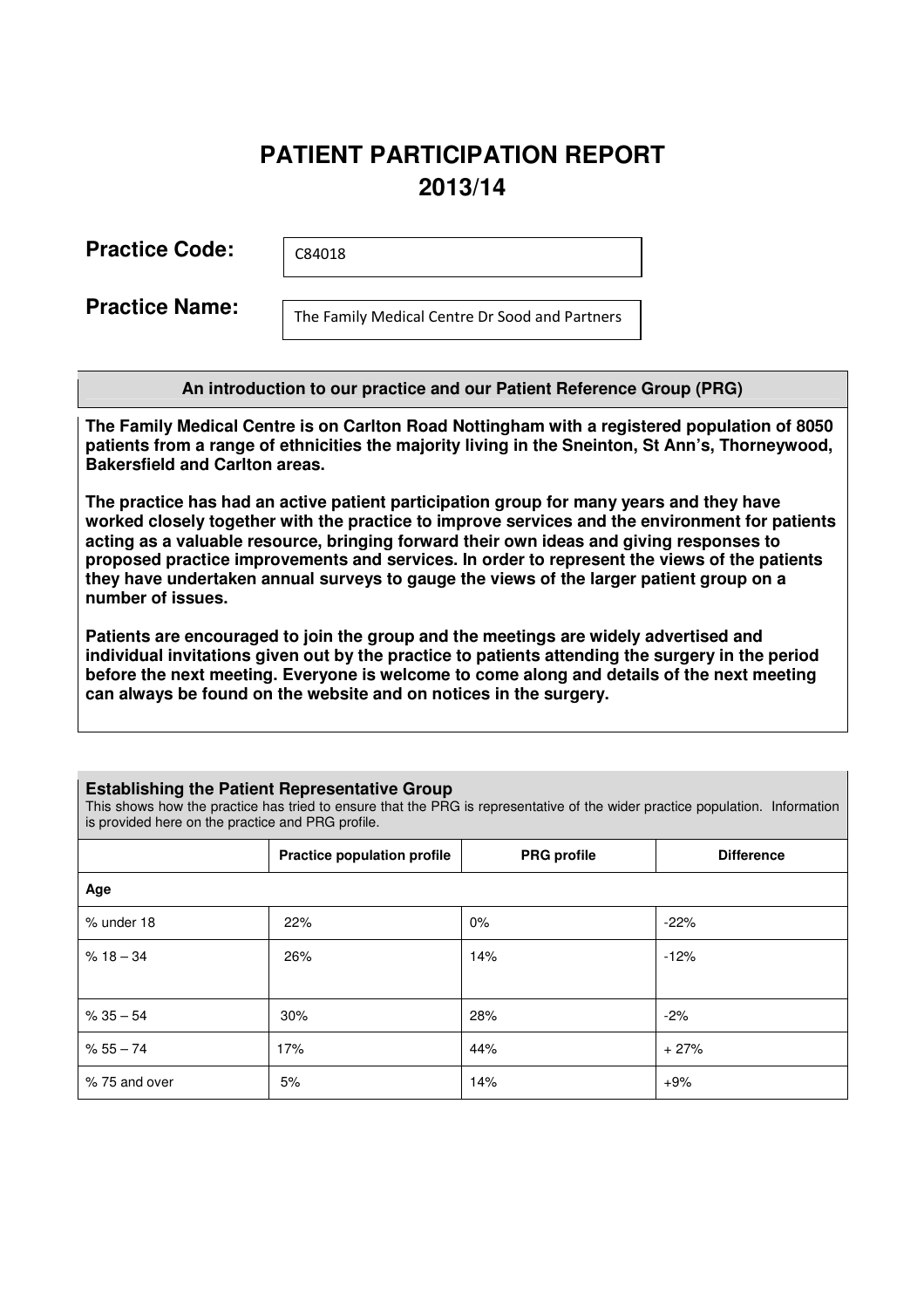# PATIENT PARTICIPATION REPORT 2013/14

**Practice Code:** C84018

**Practice Name:** The Family Medical Centre Dr Sood and Partners

## An introduction to our practice and our Patient Reference Group (PRG)

**The Family Medical Centre is on Carlton Road Nottingham with a registered population of 8050 patients from a range of ethnicities the majority living in the Sneinton, St Ann's, Thorneywood, Bakersfield and Carlton areas.**

**The practice has had an active patient participation group for many years and they have worked closely together with the practice to improve services and the environment for patients acting as a valuable resource, bringing forward their own ideas and giving responses to proposed practice improvements and services. In order to represent the views of the patients they have undertaken annual surveys to gauge the views of the larger patient group on a number of issues.**

**Patients are encouraged to join the group and the meetings are widely advertised and individual invitations given out by the practice to patients attending the surgery in the period before the next meeting. Everyone is welcome to come along and details of the next meeting can always be found on the website and on notices in the surgery.**

## Establishing the Patient Representative Group

This shows how the practice has tried to ensure that the PRG is representative of the wider practice population. Information is provided here on the practice and PRG profile.

| | Practice population profile | PRG profile | Difference |
|---|---|---|---|
| **Age** | | | |
| % under 18 | 22% | 0% | -22% |
| % 18 – 34 | 26% | 14% | -12% |
| % 35 – 54 | 30% | 28% | -2% |
| % 55 – 74 | 17% | 44% | + 27% |
| % 75 and over | 5% | 14% | +9% |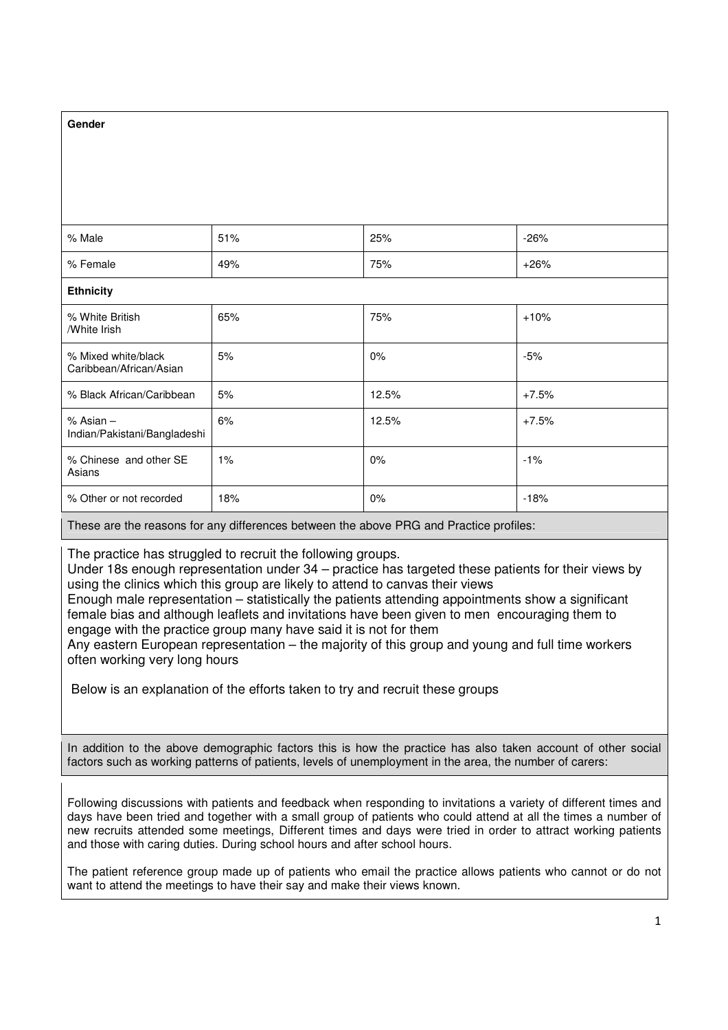| | | | |
|---|---|---|---|
| **Gender** | | | |
| % Male | 51% | 25% | -26% |
| % Female | 49% | 75% | +26% |
| **Ethnicity** | | | |
| % White British /White Irish | 65% | 75% | +10% |
| % Mixed white/black Caribbean/African/Asian | 5% | 0% | -5% |
| % Black African/Caribbean | 5% | 12.5% | +7.5% |
| % Asian – Indian/Pakistani/Bangladeshi | 6% | 12.5% | +7.5% |
| % Chinese and other SE Asians | 1% | 0% | -1% |
| % Other or not recorded | 18% | 0% | -18% |

These are the reasons for any differences between the above PRG and Practice profiles:

The practice has struggled to recruit the following groups.
Under 18s enough representation under 34 – practice has targeted these patients for their views by using the clinics which this group are likely to attend to canvas their views
Enough male representation – statistically the patients attending appointments show a significant female bias and although leaflets and invitations have been given to men encouraging them to engage with the practice group many have said it is not for them
Any eastern European representation – the majority of this group and young and full time workers often working very long hours

Below is an explanation of the efforts taken to try and recruit these groups

In addition to the above demographic factors this is how the practice has also taken account of other social factors such as working patterns of patients, levels of unemployment in the area, the number of carers:

Following discussions with patients and feedback when responding to invitations a variety of different times and days have been tried and together with a small group of patients who could attend at all the times a number of new recruits attended some meetings, Different times and days were tried in order to attract working patients and those with caring duties. During school hours and after school hours.

The patient reference group made up of patients who email the practice allows patients who cannot or do not want to attend the meetings to have their say and make their views known.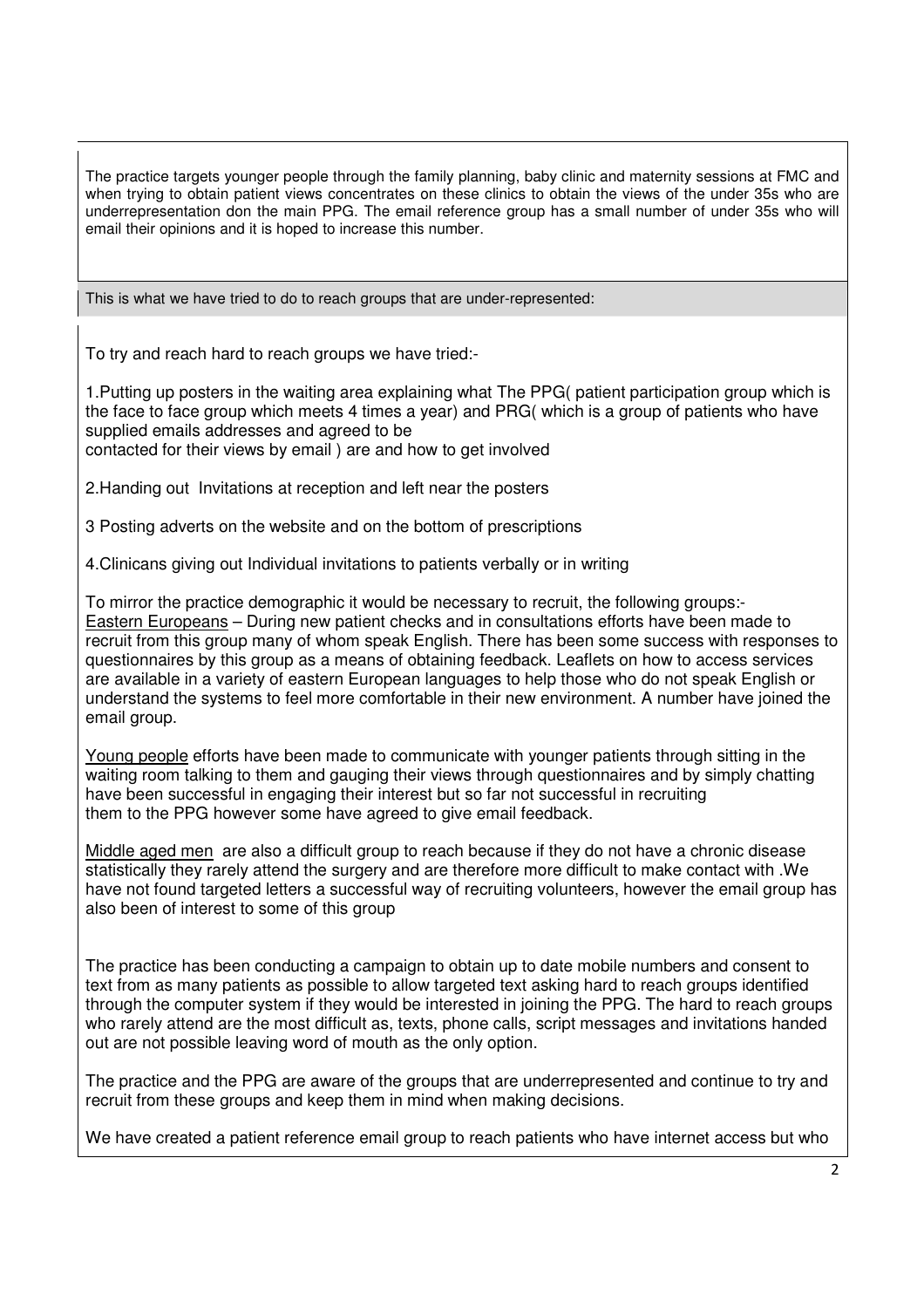The practice targets younger people through the family planning, baby clinic and maternity sessions at FMC and when trying to obtain patient views concentrates on these clinics to obtain the views of the under 35s who are underrepresentation don the main PPG. The email reference group has a small number of under 35s who will email their opinions and it is hoped to increase this number.

This is what we have tried to do to reach groups that are under-represented:

To try and reach hard to reach groups we have tried:-

1.Putting up posters in the waiting area explaining what The PPG( patient participation group which is the face to face group which meets 4 times a year) and PRG( which is a group of patients who have supplied emails addresses and agreed to be
contacted for their views by email ) are and how to get involved

2.Handing out Invitations at reception and left near the posters

3 Posting adverts on the website and on the bottom of prescriptions

4.Clinicans giving out Individual invitations to patients verbally or in writing

To mirror the practice demographic it would be necessary to recruit, the following groups:-
Eastern Europeans – During new patient checks and in consultations efforts have been made to recruit from this group many of whom speak English. There has been some success with responses to questionnaires by this group as a means of obtaining feedback. Leaflets on how to access services are available in a variety of eastern European languages to help those who do not speak English or understand the systems to feel more comfortable in their new environment. A number have joined the email group.

Young people efforts have been made to communicate with younger patients through sitting in the waiting room talking to them and gauging their views through questionnaires and by simply chatting have been successful in engaging their interest but so far not successful in recruiting
them to the PPG however some have agreed to give email feedback.

Middle aged men are also a difficult group to reach because if they do not have a chronic disease statistically they rarely attend the surgery and are therefore more difficult to make contact with .We have not found targeted letters a successful way of recruiting volunteers, however the email group has also been of interest to some of this group

The practice has been conducting a campaign to obtain up to date mobile numbers and consent to text from as many patients as possible to allow targeted text asking hard to reach groups identified through the computer system if they would be interested in joining the PPG. The hard to reach groups who rarely attend are the most difficult as, texts, phone calls, script messages and invitations handed out are not possible leaving word of mouth as the only option.

The practice and the PPG are aware of the groups that are underrepresented and continue to try and recruit from these groups and keep them in mind when making decisions.

We have created a patient reference email group to reach patients who have internet access but who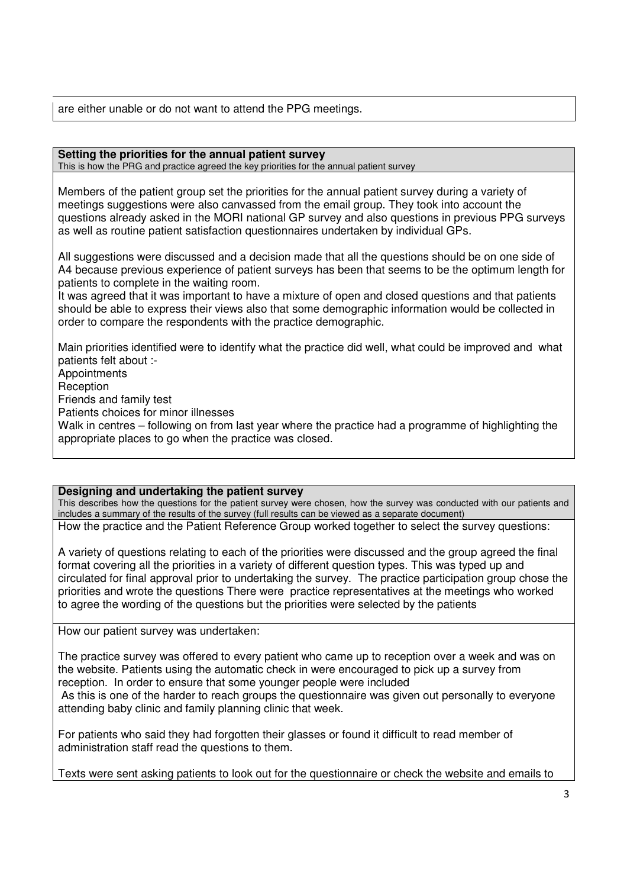are either unable or do not want to attend the PPG meetings.

**Setting the priorities for the annual patient survey**

This is how the PRG and practice agreed the key priorities for the annual patient survey

Members of the patient group set the priorities for the annual patient survey during a variety of meetings suggestions were also canvassed from the email group. They took into account the questions already asked in the MORI national GP survey and also questions in previous PPG surveys as well as routine patient satisfaction questionnaires undertaken by individual GPs.

All suggestions were discussed and a decision made that all the questions should be on one side of A4 because previous experience of patient surveys has been that seems to be the optimum length for patients to complete in the waiting room.

It was agreed that it was important to have a mixture of open and closed questions and that patients should be able to express their views also that some demographic information would be collected in order to compare the respondents with the practice demographic.

Main priorities identified were to identify what the practice did well, what could be improved and what patients felt about :-

Appointments

Reception

Friends and family test

Patients choices for minor illnesses

Walk in centres – following on from last year where the practice had a programme of highlighting the appropriate places to go when the practice was closed.

**Designing and undertaking the patient survey**

This describes how the questions for the patient survey were chosen, how the survey was conducted with our patients and includes a summary of the results of the survey (full results can be viewed as a separate document)

How the practice and the Patient Reference Group worked together to select the survey questions:

A variety of questions relating to each of the priorities were discussed and the group agreed the final format covering all the priorities in a variety of different question types. This was typed up and circulated for final approval prior to undertaking the survey. The practice participation group chose the priorities and wrote the questions There were practice representatives at the meetings who worked to agree the wording of the questions but the priorities were selected by the patients

How our patient survey was undertaken:

The practice survey was offered to every patient who came up to reception over a week and was on the website. Patients using the automatic check in were encouraged to pick up a survey from reception. In order to ensure that some younger people were included

As this is one of the harder to reach groups the questionnaire was given out personally to everyone attending baby clinic and family planning clinic that week.

For patients who said they had forgotten their glasses or found it difficult to read member of administration staff read the questions to them.

Texts were sent asking patients to look out for the questionnaire or check the website and emails to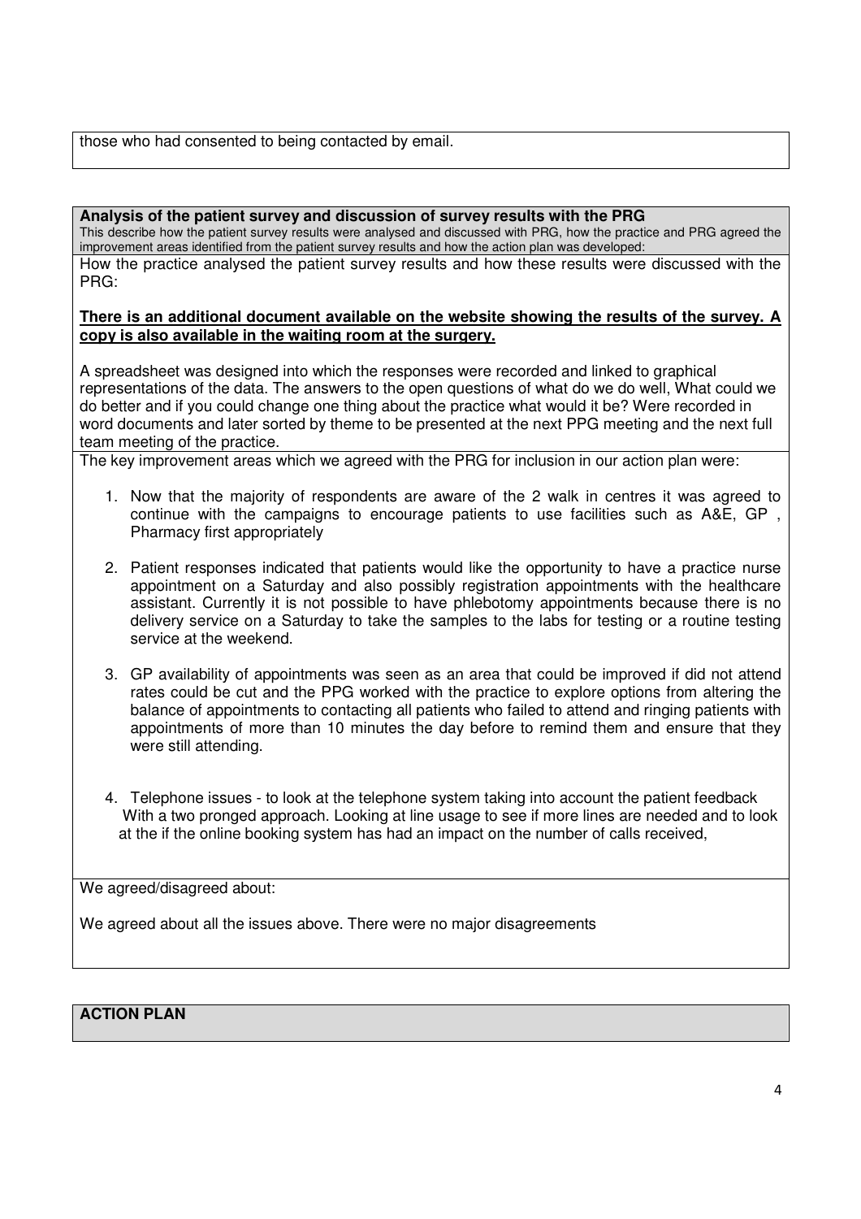those who had consented to being contacted by email.

**Analysis of the patient survey and discussion of survey results with the PRG**

This describe how the patient survey results were analysed and discussed with PRG, how the practice and PRG agreed the improvement areas identified from the patient survey results and how the action plan was developed:

How the practice analysed the patient survey results and how these results were discussed with the PRG:

**There is an additional document available on the website showing the results of the survey. A copy is also available in the waiting room at the surgery.**

A spreadsheet was designed into which the responses were recorded and linked to graphical representations of the data. The answers to the open questions of what do we do well, What could we do better and if you could change one thing about the practice what would it be? Were recorded in word documents and later sorted by theme to be presented at the next PPG meeting and the next full team meeting of the practice.

The key improvement areas which we agreed with the PRG for inclusion in our action plan were:

1. Now that the majority of respondents are aware of the 2 walk in centres it was agreed to continue with the campaigns to encourage patients to use facilities such as A&E, GP , Pharmacy first appropriately
2. Patient responses indicated that patients would like the opportunity to have a practice nurse appointment on a Saturday and also possibly registration appointments with the healthcare assistant. Currently it is not possible to have phlebotomy appointments because there is no delivery service on a Saturday to take the samples to the labs for testing or a routine testing service at the weekend.
3. GP availability of appointments was seen as an area that could be improved if did not attend rates could be cut and the PPG worked with the practice to explore options from altering the balance of appointments to contacting all patients who failed to attend and ringing patients with appointments of more than 10 minutes the day before to remind them and ensure that they were still attending.
4. Telephone issues - to look at the telephone system taking into account the patient feedback With a two pronged approach. Looking at line usage to see if more lines are needed and to look at the if the online booking system has had an impact on the number of calls received,

We agreed/disagreed about:

We agreed about all the issues above. There were no major disagreements

**ACTION PLAN**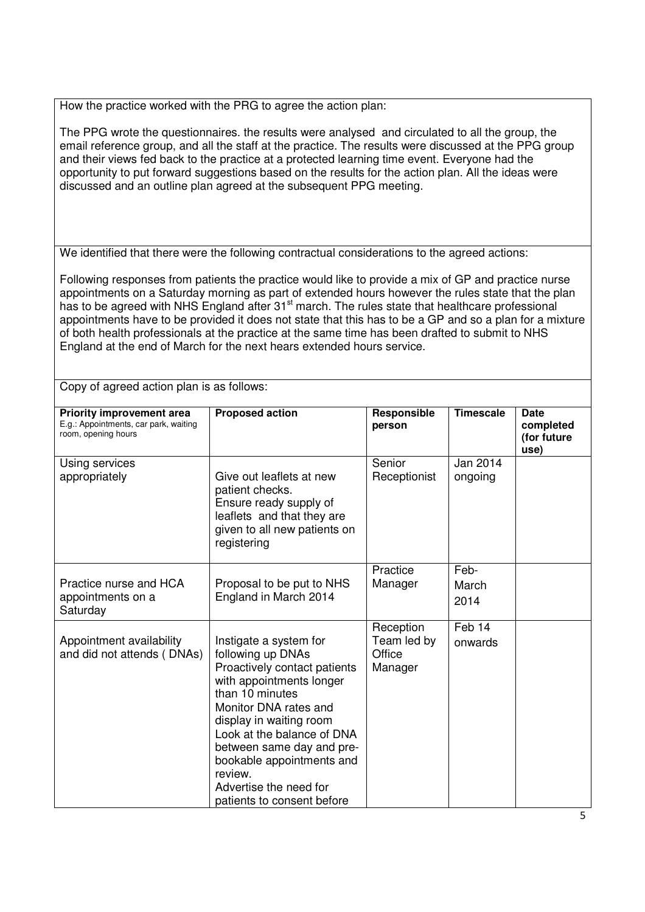How the practice worked with the PRG to agree the action plan:

The PPG wrote the questionnaires. the results were analysed and circulated to all the group, the email reference group, and all the staff at the practice. The results were discussed at the PPG group and their views fed back to the practice at a protected learning time event. Everyone had the opportunity to put forward suggestions based on the results for the action plan. All the ideas were discussed and an outline plan agreed at the subsequent PPG meeting.

We identified that there were the following contractual considerations to the agreed actions:

Following responses from patients the practice would like to provide a mix of GP and practice nurse appointments on a Saturday morning as part of extended hours however the rules state that the plan has to be agreed with NHS England after 31st march. The rules state that healthcare professional appointments have to be provided it does not state that this has to be a GP and so a plan for a mixture of both health professionals at the practice at the same time has been drafted to submit to NHS England at the end of March for the next hears extended hours service.

Copy of agreed action plan is as follows:

| **Priority improvement area** E.g.: Appointments, car park, waiting room, opening hours | **Proposed action** | **Responsible person** | **Timescale** | **Date completed (for future use)** |
|---|---|---|---|---|
| Using services appropriately | Give out leaflets at new patient checks. Ensure ready supply of leaflets and that they are given to all new patients on registering | Senior Receptionist | Jan 2014 ongoing | |
| Practice nurse and HCA appointments on a Saturday | Proposal to be put to NHS England in March 2014 | Practice Manager | Feb-March 2014 | |
| Appointment availability and did not attends ( DNAs) | Instigate a system for following up DNAs<br>Proactively contact patients with appointments longer than 10 minutes<br>Monitor DNA rates and display in waiting room<br>Look at the balance of DNA between same day and pre-bookable appointments and review.<br>Advertise the need for patients to consent before | Reception Team led by Office Manager | Feb 14 onwards | |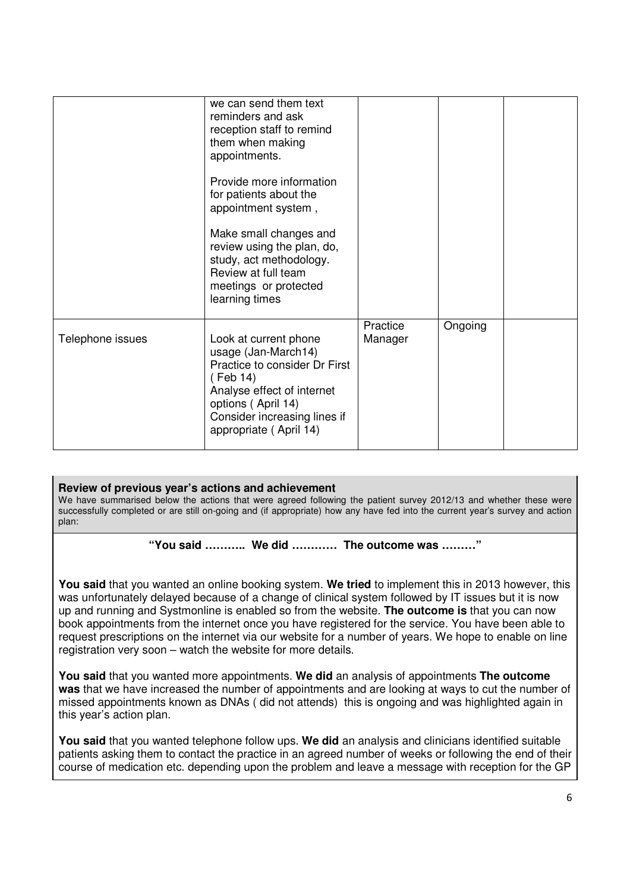| | | | | |
|---|---|---|---|---|
| | we can send them text reminders and ask reception staff to remind them when making appointments.<br><br>Provide more information for patients about the appointment system ,<br><br>Make small changes and review using the plan, do, study, act methodology. Review at full team meetings or protected learning times | | | |
| Telephone issues | Look at current phone usage (Jan-March14)<br>Practice to consider Dr First ( Feb 14)<br>Analyse effect of internet options ( April 14)<br>Consider increasing lines if appropriate ( April 14) | Practice Manager | Ongoing | |

**Review of previous year's actions and achievement**

We have summarised below the actions that were agreed following the patient survey 2012/13 and whether these were successfully completed or are still on-going and (if appropriate) how any have fed into the current year's survey and action plan:

**"You said ……….. We did ………… The outcome was ………"**

**You said** that you wanted an online booking system. **We tried** to implement this in 2013 however, this was unfortunately delayed because of a change of clinical system followed by IT issues but it is now up and running and Systmonline is enabled so from the website. **The outcome is** that you can now book appointments from the internet once you have registered for the service. You have been able to request prescriptions on the internet via our website for a number of years. We hope to enable on line registration very soon – watch the website for more details.

**You said** that you wanted more appointments. **We did** an analysis of appointments **The outcome was** that we have increased the number of appointments and are looking at ways to cut the number of missed appointments known as DNAs ( did not attends) this is ongoing and was highlighted again in this year's action plan.

**You said** that you wanted telephone follow ups. **We did** an analysis and clinicians identified suitable patients asking them to contact the practice in an agreed number of weeks or following the end of their course of medication etc. depending upon the problem and leave a message with reception for the GP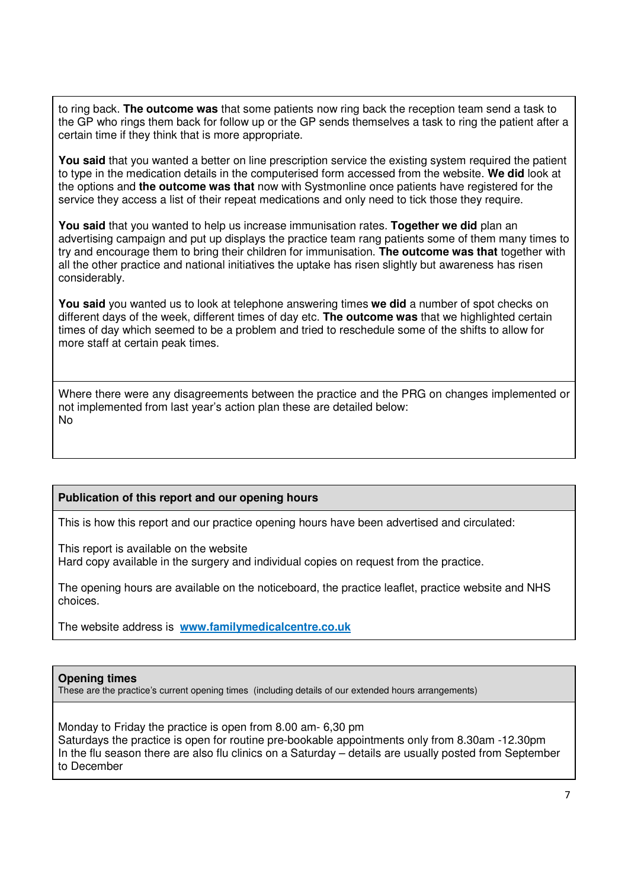to ring back. **The outcome was** that some patients now ring back the reception team send a task to the GP who rings them back for follow up or the GP sends themselves a task to ring the patient after a certain time if they think that is more appropriate.

**You said** that you wanted a better on line prescription service the existing system required the patient to type in the medication details in the computerised form accessed from the website. **We did** look at the options and **the outcome was that** now with Systmonline once patients have registered for the service they access a list of their repeat medications and only need to tick those they require.

**You said** that you wanted to help us increase immunisation rates. **Together we did** plan an advertising campaign and put up displays the practice team rang patients some of them many times to try and encourage them to bring their children for immunisation. **The outcome was that** together with all the other practice and national initiatives the uptake has risen slightly but awareness has risen considerably.

**You said** you wanted us to look at telephone answering times **we did** a number of spot checks on different days of the week, different times of day etc. **The outcome was** that we highlighted certain times of day which seemed to be a problem and tried to reschedule some of the shifts to allow for more staff at certain peak times.

Where there were any disagreements between the practice and the PRG on changes implemented or not implemented from last year's action plan these are detailed below:
No

**Publication of this report and our opening hours**

This is how this report and our practice opening hours have been advertised and circulated:

This report is available on the website
Hard copy available in the surgery and individual copies on request from the practice.

The opening hours are available on the noticeboard, the practice leaflet, practice website and NHS choices.

The website address is **www.familymedicalcentre.co.uk**

**Opening times**
These are the practice's current opening times (including details of our extended hours arrangements)

Monday to Friday the practice is open from 8.00 am- 6,30 pm
Saturdays the practice is open for routine pre-bookable appointments only from 8.30am -12.30pm
In the flu season there are also flu clinics on a Saturday – details are usually posted from September to December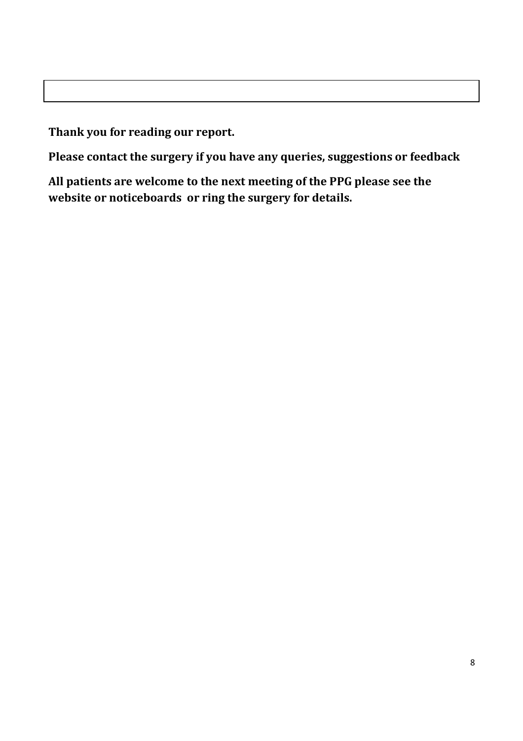**Thank you for reading our report.**

**Please contact the surgery if you have any queries, suggestions or feedback**

**All patients are welcome to the next meeting of the PPG please see the website or noticeboards  or ring the surgery for details.**